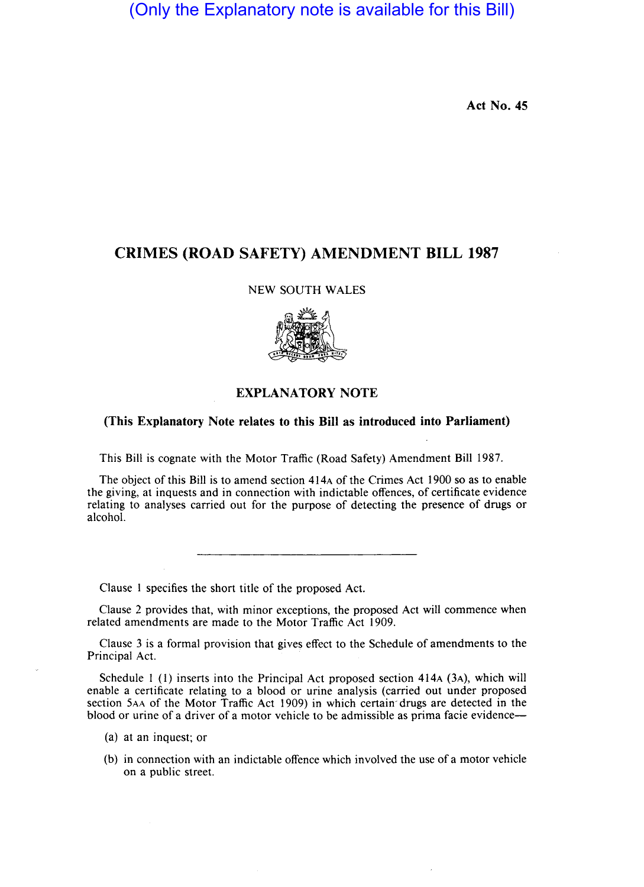(Only the Explanatory note is available for this Bill)

**Act No. 45**

# CRIMES (ROAD SAFETY) AMENDMENT BILL 1987

NEW SOUTH WALES

## EXPLANATORY NOTE

**(This Explanatory Note relates to this Bill as introduced into Parliament)**

This Bill is cognate with the Motor Traffic (Road Safety) Amendment Bill 1987.

The object of this Bill is to amend section 414A of the Crimes Act 1900 so as to enable the giving, at inquests and in connection with indictable offences, of certificate evidence relating to analyses carried out for the purpose of detecting the presence of drugs or alcohol.

---

Clause 1 specifies the short title of the proposed Act.

Clause 2 provides that, with minor exceptions, the proposed Act will commence when related amendments are made to the Motor Traffic Act 1909.

Clause 3 is a formal provision that gives effect to the Schedule of amendments to the Principal Act.

Schedule 1 (1) inserts into the Principal Act proposed section 414A (3A), which will enable a certificate relating to a blood or urine analysis (carried out under proposed section 5AA of the Motor Traffic Act 1909) in which certain drugs are detected in the blood or urine of a driver of a motor vehicle to be admissible as prima facie evidence—

(a) at an inquest; or

(b) in connection with an indictable offence which involved the use of a motor vehicle on a public street.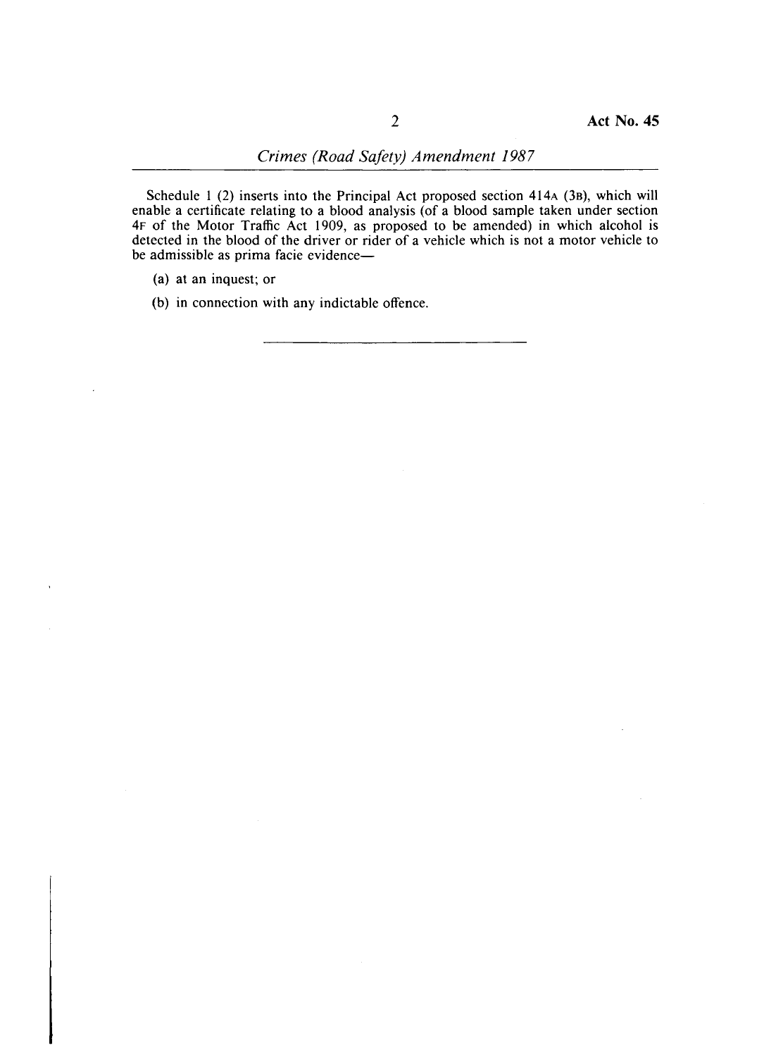Schedule 1 (2) inserts into the Principal Act proposed section 414A (3B), which will enable a certificate relating to a blood analysis (of a blood sample taken under section 4F of the Motor Traffic Act 1909, as proposed to be amended) in which alcohol is detected in the blood of the driver or rider of a vehicle which is not a motor vehicle to be admissible as prima facie evidence—

(a) at an inquest; or

(b) in connection with any indictable offence.